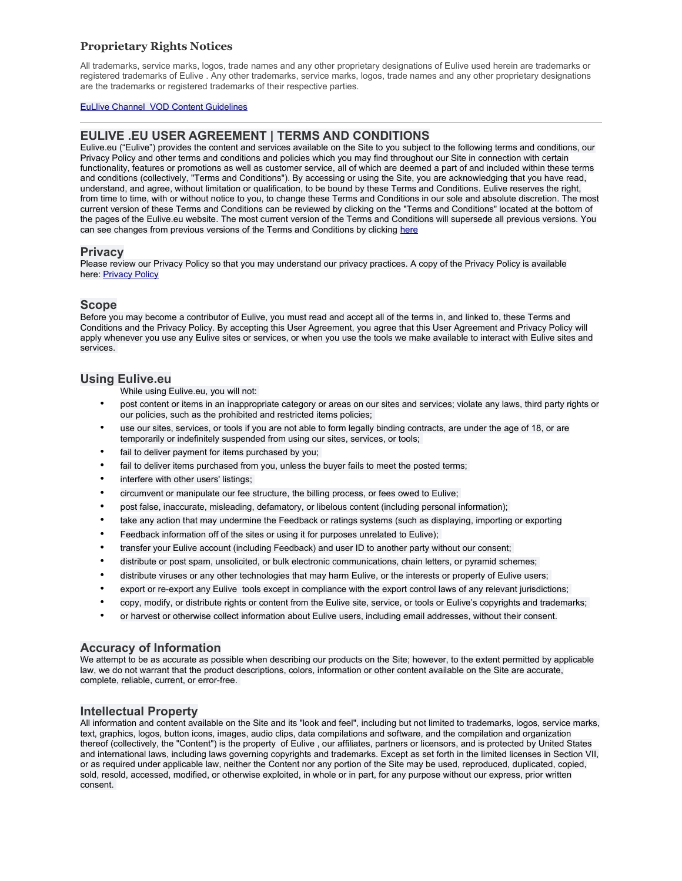## Proprietary Rights Notices

All trademarks, service marks, logos, trade names and any other proprietary designations of Eulive used herein are trademarks or registered trademarks of Eulive . Any other trademarks, service marks, logos, trade names and any other proprietary designations are the trademarks or registered trademarks of their respective parties.

[EuLlive Channel VOD Content Guidelines]

---

## EULIVE .EU USER AGREEMENT | TERMS AND CONDITIONS

Eulive.eu ("Eulive") provides the content and services available on the Site to you subject to the following terms and conditions, our Privacy Policy and other terms and conditions and policies which you may find throughout our Site in connection with certain functionality, features or promotions as well as customer service, all of which are deemed a part of and included within these terms and conditions (collectively, "Terms and Conditions"). By accessing or using the Site, you are acknowledging that you have read, understand, and agree, without limitation or qualification, to be bound by these Terms and Conditions. Eulive reserves the right, from time to time, with or without notice to you, to change these Terms and Conditions in our sole and absolute discretion. The most current version of these Terms and Conditions can be reviewed by clicking on the "Terms and Conditions" located at the bottom of the pages of the Eulive.eu website. The most current version of the Terms and Conditions will supersede all previous versions. You can see changes from previous versions of the Terms and Conditions by clicking [here]

### Privacy

Please review our Privacy Policy so that you may understand our privacy practices. A copy of the Privacy Policy is available here: [Privacy Policy]

### Scope

Before you may become a contributor of Eulive, you must read and accept all of the terms in, and linked to, these Terms and Conditions and the Privacy Policy. By accepting this User Agreement, you agree that this User Agreement and Privacy Policy will apply whenever you use any Eulive sites or services, or when you use the tools we make available to interact with Eulive sites and services.

### Using Eulive.eu

While using Eulive.eu, you will not:

- post content or items in an inappropriate category or areas on our sites and services; violate any laws, third party rights or our policies, such as the prohibited and restricted items policies;
- use our sites, services, or tools if you are not able to form legally binding contracts, are under the age of 18, or are temporarily or indefinitely suspended from using our sites, services, or tools;
- fail to deliver payment for items purchased by you;
- fail to deliver items purchased from you, unless the buyer fails to meet the posted terms;
- interfere with other users' listings;
- circumvent or manipulate our fee structure, the billing process, or fees owed to Eulive;
- post false, inaccurate, misleading, defamatory, or libelous content (including personal information);
- take any action that may undermine the Feedback or ratings systems (such as displaying, importing or exporting
- Feedback information off of the sites or using it for purposes unrelated to Eulive);
- transfer your Eulive account (including Feedback) and user ID to another party without our consent;
- distribute or post spam, unsolicited, or bulk electronic communications, chain letters, or pyramid schemes;
- distribute viruses or any other technologies that may harm Eulive, or the interests or property of Eulive users;
- export or re-export any Eulive tools except in compliance with the export control laws of any relevant jurisdictions;
- copy, modify, or distribute rights or content from the Eulive site, service, or tools or Eulive's copyrights and trademarks;
- or harvest or otherwise collect information about Eulive users, including email addresses, without their consent.

### Accuracy of Information

We attempt to be as accurate as possible when describing our products on the Site; however, to the extent permitted by applicable law, we do not warrant that the product descriptions, colors, information or other content available on the Site are accurate, complete, reliable, current, or error-free.

### Intellectual Property

All information and content available on the Site and its "look and feel", including but not limited to trademarks, logos, service marks, text, graphics, logos, button icons, images, audio clips, data compilations and software, and the compilation and organization thereof (collectively, the "Content") is the property of Eulive , our affiliates, partners or licensors, and is protected by United States and international laws, including laws governing copyrights and trademarks. Except as set forth in the limited licenses in Section VII, or as required under applicable law, neither the Content nor any portion of the Site may be used, reproduced, duplicated, copied, sold, resold, accessed, modified, or otherwise exploited, in whole or in part, for any purpose without our express, prior written consent.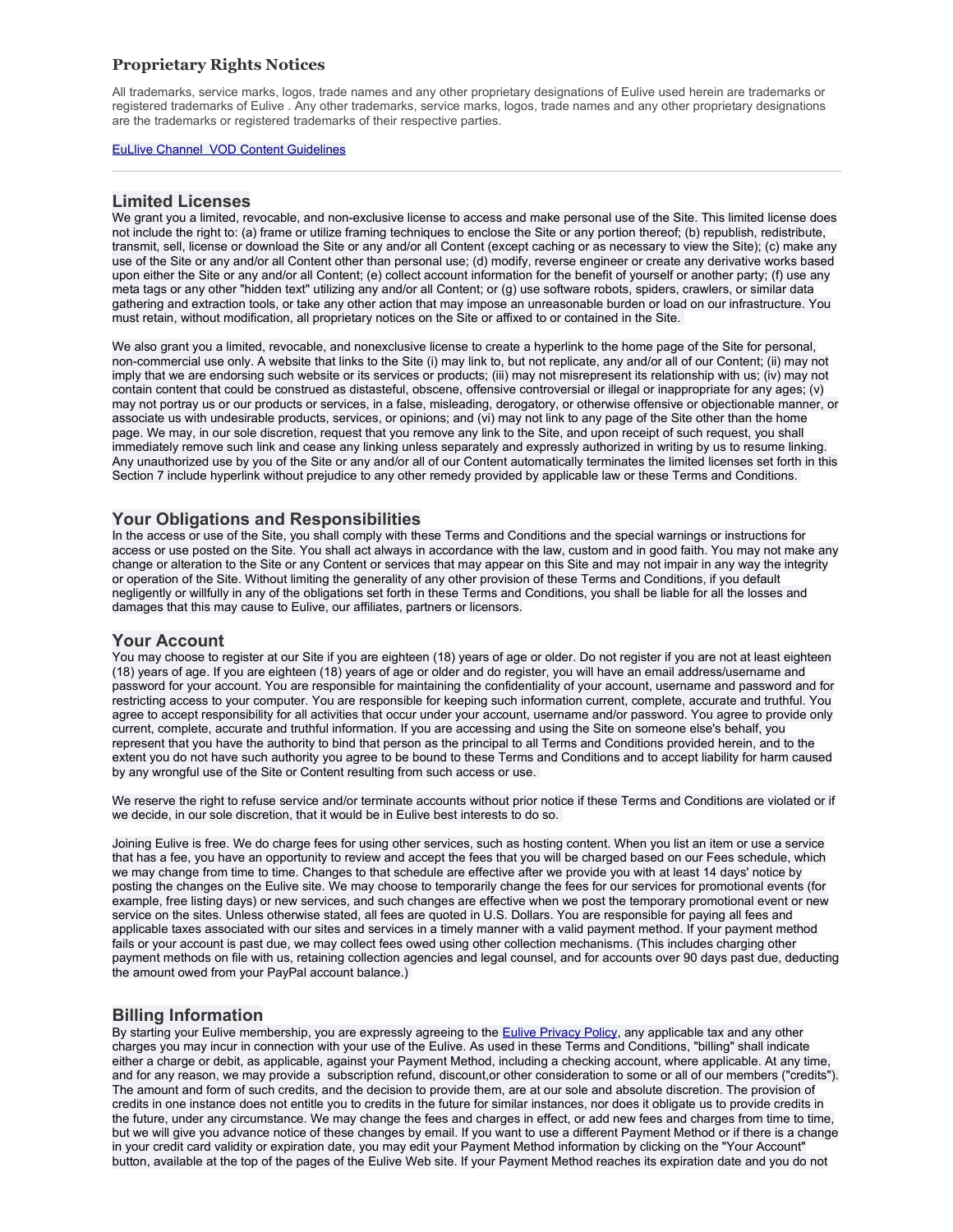### Proprietary Rights Notices

All trademarks, service marks, logos, trade names and any other proprietary designations of Eulive used herein are trademarks or registered trademarks of Eulive . Any other trademarks, service marks, logos, trade names and any other proprietary designations are the trademarks or registered trademarks of their respective parties.

[EuLlive Channel VOD Content Guidelines]

---

## Limited Licenses

We grant you a limited, revocable, and non-exclusive license to access and make personal use of the Site. This limited license does not include the right to: (a) frame or utilize framing techniques to enclose the Site or any portion thereof; (b) republish, redistribute, transmit, sell, license or download the Site or any and/or all Content (except caching or as necessary to view the Site); (c) make any use of the Site or any and/or all Content other than personal use; (d) modify, reverse engineer or create any derivative works based upon either the Site or any and/or all Content; (e) collect account information for the benefit of yourself or another party; (f) use any meta tags or any other "hidden text" utilizing any and/or all Content; or (g) use software robots, spiders, crawlers, or similar data gathering and extraction tools, or take any other action that may impose an unreasonable burden or load on our infrastructure. You must retain, without modification, all proprietary notices on the Site or affixed to or contained in the Site.

We also grant you a limited, revocable, and nonexclusive license to create a hyperlink to the home page of the Site for personal, non-commercial use only. A website that links to the Site (i) may link to, but not replicate, any and/or all of our Content; (ii) may not imply that we are endorsing such website or its services or products; (iii) may not misrepresent its relationship with us; (iv) may not contain content that could be construed as distasteful, obscene, offensive controversial or illegal or inappropriate for any ages; (v) may not portray us or our products or services, in a false, misleading, derogatory, or otherwise offensive or objectionable manner, or associate us with undesirable products, services, or opinions; and (vi) may not link to any page of the Site other than the home page. We may, in our sole discretion, request that you remove any link to the Site, and upon receipt of such request, you shall immediately remove such link and cease any linking unless separately and expressly authorized in writing by us to resume linking. Any unauthorized use by you of the Site or any and/or all of our Content automatically terminates the limited licenses set forth in this Section 7 include hyperlink without prejudice to any other remedy provided by applicable law or these Terms and Conditions.

## Your Obligations and Responsibilities

In the access or use of the Site, you shall comply with these Terms and Conditions and the special warnings or instructions for access or use posted on the Site. You shall act always in accordance with the law, custom and in good faith. You may not make any change or alteration to the Site or any Content or services that may appear on this Site and may not impair in any way the integrity or operation of the Site. Without limiting the generality of any other provision of these Terms and Conditions, if you default negligently or willfully in any of the obligations set forth in these Terms and Conditions, you shall be liable for all the losses and damages that this may cause to Eulive, our affiliates, partners or licensors.

## Your Account

You may choose to register at our Site if you are eighteen (18) years of age or older. Do not register if you are not at least eighteen (18) years of age. If you are eighteen (18) years of age or older and do register, you will have an email address/username and password for your account. You are responsible for maintaining the confidentiality of your account, username and password and for restricting access to your computer. You are responsible for keeping such information current, complete, accurate and truthful. You agree to accept responsibility for all activities that occur under your account, username and/or password. You agree to provide only current, complete, accurate and truthful information. If you are accessing and using the Site on someone else's behalf, you represent that you have the authority to bind that person as the principal to all Terms and Conditions provided herein, and to the extent you do not have such authority you agree to be bound to these Terms and Conditions and to accept liability for harm caused by any wrongful use of the Site or Content resulting from such access or use.

We reserve the right to refuse service and/or terminate accounts without prior notice if these Terms and Conditions are violated or if we decide, in our sole discretion, that it would be in Eulive best interests to do so.

Joining Eulive is free. We do charge fees for using other services, such as hosting content. When you list an item or use a service that has a fee, you have an opportunity to review and accept the fees that you will be charged based on our Fees schedule, which we may change from time to time. Changes to that schedule are effective after we provide you with at least 14 days' notice by posting the changes on the Eulive site. We may choose to temporarily change the fees for our services for promotional events (for example, free listing days) or new services, and such changes are effective when we post the temporary promotional event or new service on the sites. Unless otherwise stated, all fees are quoted in U.S. Dollars. You are responsible for paying all fees and applicable taxes associated with our sites and services in a timely manner with a valid payment method. If your payment method fails or your account is past due, we may collect fees owed using other collection mechanisms. (This includes charging other payment methods on file with us, retaining collection agencies and legal counsel, and for accounts over 90 days past due, deducting the amount owed from your PayPal account balance.)

## Billing Information

By starting your Eulive membership, you are expressly agreeing to the Eulive Privacy Policy, any applicable tax and any other charges you may incur in connection with your use of the Eulive. As used in these Terms and Conditions, "billing" shall indicate either a charge or debit, as applicable, against your Payment Method, including a checking account, where applicable. At any time, and for any reason, we may provide a subscription refund, discount,or other consideration to some or all of our members ("credits"). The amount and form of such credits, and the decision to provide them, are at our sole and absolute discretion. The provision of credits in one instance does not entitle you to credits in the future for similar instances, nor does it obligate us to provide credits in the future, under any circumstance. We may change the fees and charges in effect, or add new fees and charges from time to time, but we will give you advance notice of these changes by email. If you want to use a different Payment Method or if there is a change in your credit card validity or expiration date, you may edit your Payment Method information by clicking on the "Your Account" button, available at the top of the pages of the Eulive Web site. If your Payment Method reaches its expiration date and you do not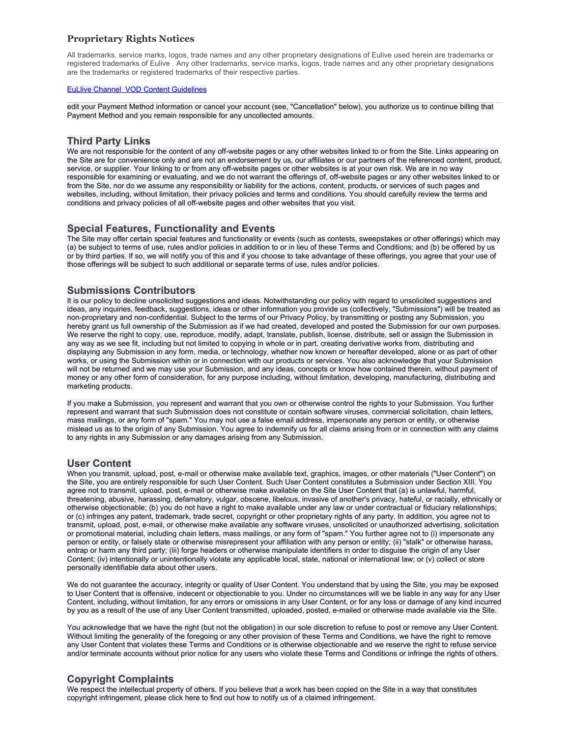## Proprietary Rights Notices

All trademarks, service marks, logos, trade names and any other proprietary designations of Eulive used herein are trademarks or registered trademarks of Eulive . Any other trademarks, service marks, logos, trade names and any other proprietary designations are the trademarks or registered trademarks of their respective parties.

[EuLlive Channel VOD Content Guidelines]

---

edit your Payment Method information or cancel your account (see, "Cancellation" below), you authorize us to continue billing that Payment Method and you remain responsible for any uncollected amounts.

## Third Party Links

We are not responsible for the content of any off-website pages or any other websites linked to or from the Site. Links appearing on the Site are for convenience only and are not an endorsement by us, our affiliates or our partners of the referenced content, product, service, or supplier. Your linking to or from any off-website pages or other websites is at your own risk. We are in no way responsible for examining or evaluating, and we do not warrant the offerings of, off-website pages or any other websites linked to or from the Site, nor do we assume any responsibility or liability for the actions, content, products, or services of such pages and websites, including, without limitation, their privacy policies and terms and conditions. You should carefully review the terms and conditions and privacy policies of all off-website pages and other websites that you visit.

## Special Features, Functionality and Events

The Site may offer certain special features and functionality or events (such as contests, sweepstakes or other offerings) which may (a) be subject to terms of use, rules and/or policies in addition to or in lieu of these Terms and Conditions; and (b) be offered by us or by third parties. If so, we will notify you of this and if you choose to take advantage of these offerings, you agree that your use of those offerings will be subject to such additional or separate terms of use, rules and/or policies.

## Submissions Contributors

It is our policy to decline unsolicited suggestions and ideas. Notwithstanding our policy with regard to unsolicited suggestions and ideas, any inquiries, feedback, suggestions, ideas or other information you provide us (collectively, "Submissions") will be treated as non-proprietary and non-confidential. Subject to the terms of our Privacy Policy, by transmitting or posting any Submission, you hereby grant us full ownership of the Submission as if we had created, developed and posted the Submission for our own purposes. We reserve the right to copy, use, reproduce, modify, adapt, translate, publish, license, distribute, sell or assign the Submission in any way as we see fit, including but not limited to copying in whole or in part, creating derivative works from, distributing and displaying any Submission in any form, media, or technology, whether now known or hereafter developed, alone or as part of other works, or using the Submission within or in connection with our products or services. You also acknowledge that your Submission will not be returned and we may use your Submission, and any ideas, concepts or know how contained therein, without payment of money or any other form of consideration, for any purpose including, without limitation, developing, manufacturing, distributing and marketing products.

If you make a Submission, you represent and warrant that you own or otherwise control the rights to your Submission. You further represent and warrant that such Submission does not constitute or contain software viruses, commercial solicitation, chain letters, mass mailings, or any form of "spam." You may not use a false email address, impersonate any person or entity, or otherwise mislead us as to the origin of any Submission. You agree to indemnify us for all claims arising from or in connection with any claims to any rights in any Submission or any damages arising from any Submission.

## User Content

When you transmit, upload, post, e-mail or otherwise make available text, graphics, images, or other materials ("User Content") on the Site, you are entirely responsible for such User Content. Such User Content constitutes a Submission under Section XIII. You agree not to transmit, upload, post, e-mail or otherwise make available on the Site User Content that (a) is unlawful, harmful, threatening, abusive, harassing, defamatory, vulgar, obscene, libelous, invasive of another's privacy, hateful, or racially, ethnically or otherwise objectionable; (b) you do not have a right to make available under any law or under contractual or fiduciary relationships; or (c) infringes any patent, trademark, trade secret, copyright or other proprietary rights of any party. In addition, you agree not to transmit, upload, post, e-mail, or otherwise make available any software viruses, unsolicited or unauthorized advertising, solicitation or promotional material, including chain letters, mass mailings, or any form of "spam." You further agree not to (i) impersonate any person or entity, or falsely state or otherwise misrepresent your affiliation with any person or entity; (ii) "stalk" or otherwise harass, entrap or harm any third party; (iii) forge headers or otherwise manipulate identifiers in order to disguise the origin of any User Content; (iv) intentionally or unintentionally violate any applicable local, state, national or international law; or (v) collect or store personally identifiable data about other users.

We do not guarantee the accuracy, integrity or quality of User Content. You understand that by using the Site, you may be exposed to User Content that is offensive, indecent or objectionable to you. Under no circumstances will we be liable in any way for any User Content, including, without limitation, for any errors or omissions in any User Content, or for any loss or damage of any kind incurred by you as a result of the use of any User Content transmitted, uploaded, posted, e-mailed or otherwise made available via the Site.

You acknowledge that we have the right (but not the obligation) in our sole discretion to refuse to post or remove any User Content. Without limiting the generality of the foregoing or any other provision of these Terms and Conditions, we have the right to remove any User Content that violates these Terms and Conditions or is otherwise objectionable and we reserve the right to refuse service and/or terminate accounts without prior notice for any users who violate these Terms and Conditions or infringe the rights of others.

## Copyright Complaints

We respect the intellectual property of others. If you believe that a work has been copied on the Site in a way that constitutes copyright infringement, please click here to find out how to notify us of a claimed infringement.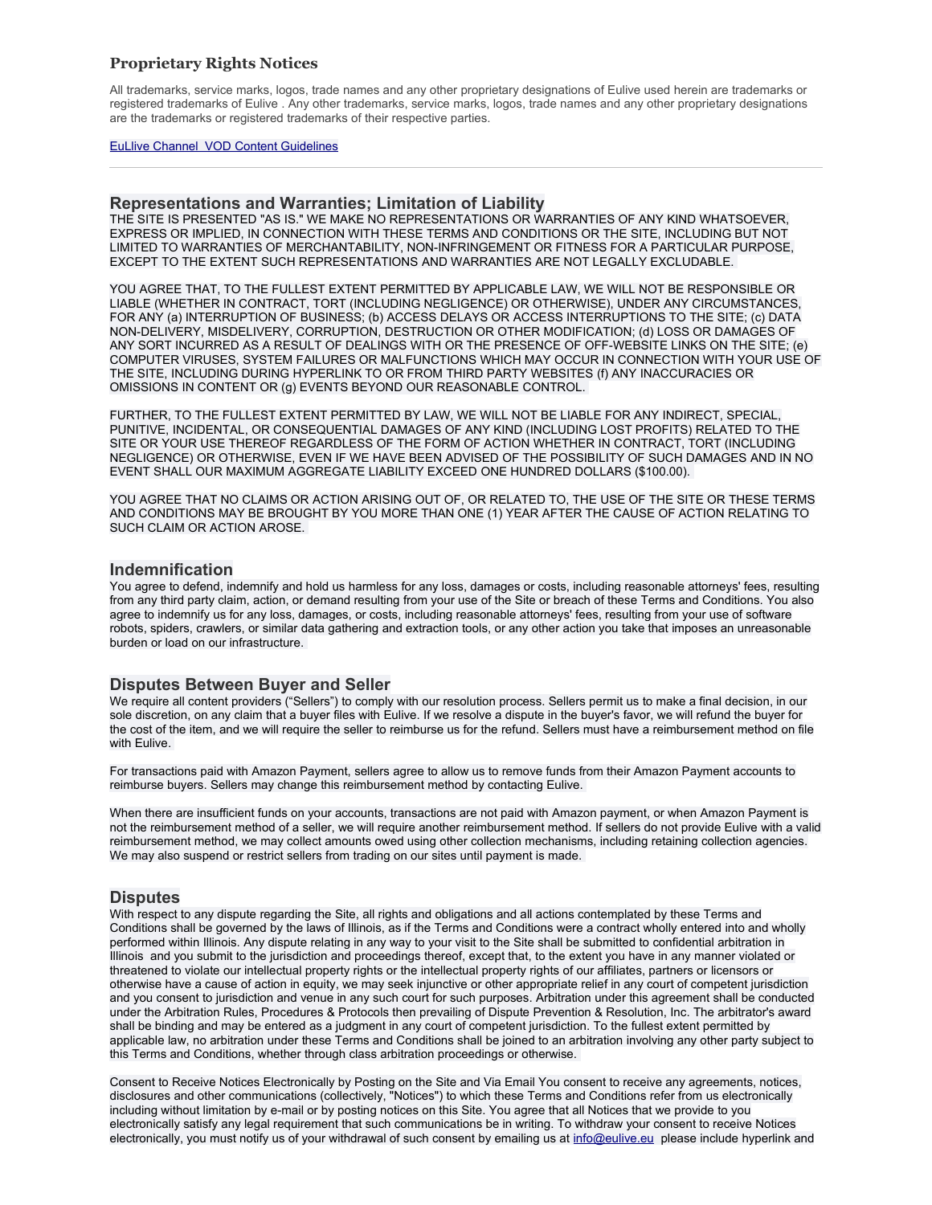### Proprietary Rights Notices

All trademarks, service marks, logos, trade names and any other proprietary designations of Eulive used herein are trademarks or registered trademarks of Eulive . Any other trademarks, service marks, logos, trade names and any other proprietary designations are the trademarks or registered trademarks of their respective parties.

EuLlive Channel VOD Content Guidelines

---

## Representations and Warranties; Limitation of Liability

THE SITE IS PRESENTED "AS IS." WE MAKE NO REPRESENTATIONS OR WARRANTIES OF ANY KIND WHATSOEVER, EXPRESS OR IMPLIED, IN CONNECTION WITH THESE TERMS AND CONDITIONS OR THE SITE, INCLUDING BUT NOT LIMITED TO WARRANTIES OF MERCHANTABILITY, NON-INFRINGEMENT OR FITNESS FOR A PARTICULAR PURPOSE, EXCEPT TO THE EXTENT SUCH REPRESENTATIONS AND WARRANTIES ARE NOT LEGALLY EXCLUDABLE.

YOU AGREE THAT, TO THE FULLEST EXTENT PERMITTED BY APPLICABLE LAW, WE WILL NOT BE RESPONSIBLE OR LIABLE (WHETHER IN CONTRACT, TORT (INCLUDING NEGLIGENCE) OR OTHERWISE), UNDER ANY CIRCUMSTANCES, FOR ANY (a) INTERRUPTION OF BUSINESS; (b) ACCESS DELAYS OR ACCESS INTERRUPTIONS TO THE SITE; (c) DATA NON-DELIVERY, MISDELIVERY, CORRUPTION, DESTRUCTION OR OTHER MODIFICATION; (d) LOSS OR DAMAGES OF ANY SORT INCURRED AS A RESULT OF DEALINGS WITH OR THE PRESENCE OF OFF-WEBSITE LINKS ON THE SITE; (e) COMPUTER VIRUSES, SYSTEM FAILURES OR MALFUNCTIONS WHICH MAY OCCUR IN CONNECTION WITH YOUR USE OF THE SITE, INCLUDING DURING HYPERLINK TO OR FROM THIRD PARTY WEBSITES (f) ANY INACCURACIES OR OMISSIONS IN CONTENT OR (g) EVENTS BEYOND OUR REASONABLE CONTROL.

FURTHER, TO THE FULLEST EXTENT PERMITTED BY LAW, WE WILL NOT BE LIABLE FOR ANY INDIRECT, SPECIAL, PUNITIVE, INCIDENTAL, OR CONSEQUENTIAL DAMAGES OF ANY KIND (INCLUDING LOST PROFITS) RELATED TO THE SITE OR YOUR USE THEREOF REGARDLESS OF THE FORM OF ACTION WHETHER IN CONTRACT, TORT (INCLUDING NEGLIGENCE) OR OTHERWISE, EVEN IF WE HAVE BEEN ADVISED OF THE POSSIBILITY OF SUCH DAMAGES AND IN NO EVENT SHALL OUR MAXIMUM AGGREGATE LIABILITY EXCEED ONE HUNDRED DOLLARS ($100.00).

YOU AGREE THAT NO CLAIMS OR ACTION ARISING OUT OF, OR RELATED TO, THE USE OF THE SITE OR THESE TERMS AND CONDITIONS MAY BE BROUGHT BY YOU MORE THAN ONE (1) YEAR AFTER THE CAUSE OF ACTION RELATING TO SUCH CLAIM OR ACTION AROSE.

## Indemnification

You agree to defend, indemnify and hold us harmless for any loss, damages or costs, including reasonable attorneys' fees, resulting from any third party claim, action, or demand resulting from your use of the Site or breach of these Terms and Conditions. You also agree to indemnify us for any loss, damages, or costs, including reasonable attorneys' fees, resulting from your use of software robots, spiders, crawlers, or similar data gathering and extraction tools, or any other action you take that imposes an unreasonable burden or load on our infrastructure.

## Disputes Between Buyer and Seller

We require all content providers (“Sellers”) to comply with our resolution process. Sellers permit us to make a final decision, in our sole discretion, on any claim that a buyer files with Eulive. If we resolve a dispute in the buyer's favor, we will refund the buyer for the cost of the item, and we will require the seller to reimburse us for the refund. Sellers must have a reimbursement method on file with Eulive.

For transactions paid with Amazon Payment, sellers agree to allow us to remove funds from their Amazon Payment accounts to reimburse buyers. Sellers may change this reimbursement method by contacting Eulive.

When there are insufficient funds on your accounts, transactions are not paid with Amazon payment, or when Amazon Payment is not the reimbursement method of a seller, we will require another reimbursement method. If sellers do not provide Eulive with a valid reimbursement method, we may collect amounts owed using other collection mechanisms, including retaining collection agencies. We may also suspend or restrict sellers from trading on our sites until payment is made.

## Disputes

With respect to any dispute regarding the Site, all rights and obligations and all actions contemplated by these Terms and Conditions shall be governed by the laws of Illinois, as if the Terms and Conditions were a contract wholly entered into and wholly performed within Illinois. Any dispute relating in any way to your visit to the Site shall be submitted to confidential arbitration in Illinois and you submit to the jurisdiction and proceedings thereof, except that, to the extent you have in any manner violated or threatened to violate our intellectual property rights or the intellectual property rights of our affiliates, partners or licensors or otherwise have a cause of action in equity, we may seek injunctive or other appropriate relief in any court of competent jurisdiction and you consent to jurisdiction and venue in any such court for such purposes. Arbitration under this agreement shall be conducted under the Arbitration Rules, Procedures & Protocols then prevailing of Dispute Prevention & Resolution, Inc. The arbitrator's award shall be binding and may be entered as a judgment in any court of competent jurisdiction. To the fullest extent permitted by applicable law, no arbitration under these Terms and Conditions shall be joined to an arbitration involving any other party subject to this Terms and Conditions, whether through class arbitration proceedings or otherwise.

Consent to Receive Notices Electronically by Posting on the Site and Via Email You consent to receive any agreements, notices, disclosures and other communications (collectively, "Notices") to which these Terms and Conditions refer from us electronically including without limitation by e-mail or by posting notices on this Site. You agree that all Notices that we provide to you electronically satisfy any legal requirement that such communications be in writing. To withdraw your consent to receive Notices electronically, you must notify us of your withdrawal of such consent by emailing us at info@eulive.eu please include hyperlink and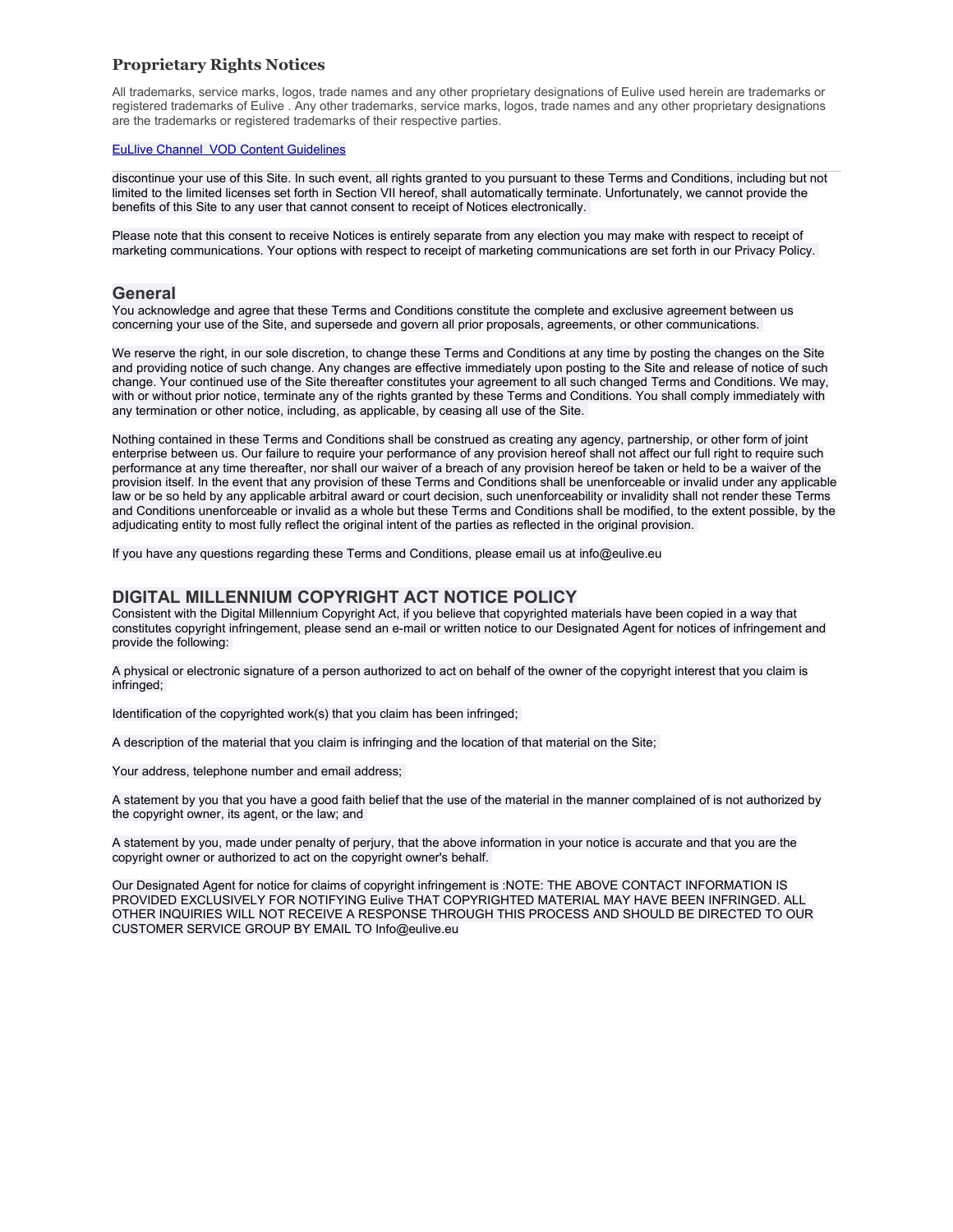## Proprietary Rights Notices

All trademarks, service marks, logos, trade names and any other proprietary designations of Eulive used herein are trademarks or registered trademarks of Eulive . Any other trademarks, service marks, logos, trade names and any other proprietary designations are the trademarks or registered trademarks of their respective parties.

EuLlive Channel  VOD Content Guidelines

---

discontinue your use of this Site. In such event, all rights granted to you pursuant to these Terms and Conditions, including but not limited to the limited licenses set forth in Section VII hereof, shall automatically terminate. Unfortunately, we cannot provide the benefits of this Site to any user that cannot consent to receipt of Notices electronically.

Please note that this consent to receive Notices is entirely separate from any election you may make with respect to receipt of marketing communications. Your options with respect to receipt of marketing communications are set forth in our Privacy Policy.

## General

You acknowledge and agree that these Terms and Conditions constitute the complete and exclusive agreement between us concerning your use of the Site, and supersede and govern all prior proposals, agreements, or other communications.

We reserve the right, in our sole discretion, to change these Terms and Conditions at any time by posting the changes on the Site and providing notice of such change. Any changes are effective immediately upon posting to the Site and release of notice of such change. Your continued use of the Site thereafter constitutes your agreement to all such changed Terms and Conditions. We may, with or without prior notice, terminate any of the rights granted by these Terms and Conditions. You shall comply immediately with any termination or other notice, including, as applicable, by ceasing all use of the Site.

Nothing contained in these Terms and Conditions shall be construed as creating any agency, partnership, or other form of joint enterprise between us. Our failure to require your performance of any provision hereof shall not affect our full right to require such performance at any time thereafter, nor shall our waiver of a breach of any provision hereof be taken or held to be a waiver of the provision itself. In the event that any provision of these Terms and Conditions shall be unenforceable or invalid under any applicable law or be so held by any applicable arbitral award or court decision, such unenforceability or invalidity shall not render these Terms and Conditions unenforceable or invalid as a whole but these Terms and Conditions shall be modified, to the extent possible, by the adjudicating entity to most fully reflect the original intent of the parties as reflected in the original provision.

If you have any questions regarding these Terms and Conditions, please email us at info@eulive.eu

## DIGITAL MILLENNIUM COPYRIGHT ACT NOTICE POLICY

Consistent with the Digital Millennium Copyright Act, if you believe that copyrighted materials have been copied in a way that constitutes copyright infringement, please send an e-mail or written notice to our Designated Agent for notices of infringement and provide the following:

A physical or electronic signature of a person authorized to act on behalf of the owner of the copyright interest that you claim is infringed;

Identification of the copyrighted work(s) that you claim has been infringed;

A description of the material that you claim is infringing and the location of that material on the Site;

Your address, telephone number and email address;

A statement by you that you have a good faith belief that the use of the material in the manner complained of is not authorized by the copyright owner, its agent, or the law; and

A statement by you, made under penalty of perjury, that the above information in your notice is accurate and that you are the copyright owner or authorized to act on the copyright owner's behalf.

Our Designated Agent for notice for claims of copyright infringement is :NOTE: THE ABOVE CONTACT INFORMATION IS PROVIDED EXCLUSIVELY FOR NOTIFYING Eulive THAT COPYRIGHTED MATERIAL MAY HAVE BEEN INFRINGED. ALL OTHER INQUIRIES WILL NOT RECEIVE A RESPONSE THROUGH THIS PROCESS AND SHOULD BE DIRECTED TO OUR CUSTOMER SERVICE GROUP BY EMAIL TO Info@eulive.eu